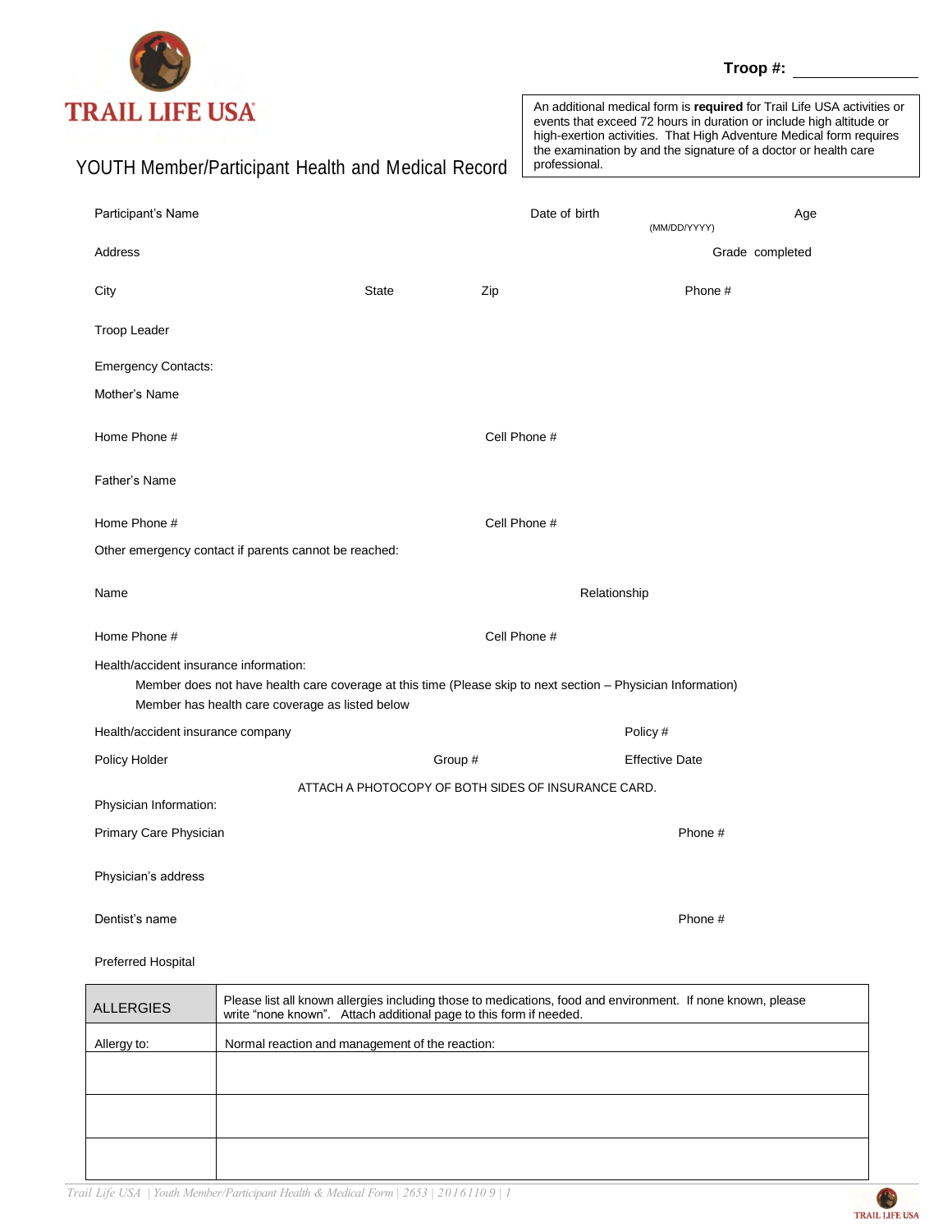TRAIL LIFE USA

**Troop #:** ____________

An additional medical form is **required** for Trail Life USA activities or events that exceed 72 hours in duration or include high altitude or high-exertion activities. That High Adventure Medical form requires the examination by and the signature of a doctor or health care professional.

# YOUTH Member/Participant Health and Medical Record

Participant's Name　　　　Date of birth (MM/DD/YYYY)　　　　Age

Address　　　　Grade completed

City　　　　State　　　　Zip　　　　Phone #

Troop Leader

Emergency Contacts:

Mother's Name

Home Phone #　　　　Cell Phone #

Father's Name

Home Phone #　　　　Cell Phone #

Other emergency contact if parents cannot be reached:

Name　　　　Relationship

Home Phone #　　　　Cell Phone #

Health/accident insurance information:

Member does not have health care coverage at this time (Please skip to next section – Physician Information)

Member has health care coverage as listed below

Health/accident insurance company　　　　Policy #

Policy Holder　　　　Group #　　　　Effective Date

ATTACH A PHOTOCOPY OF BOTH SIDES OF INSURANCE CARD.

Physician Information:

Primary Care Physician　　　　Phone #

Physician's address

Dentist's name　　　　Phone #

Preferred Hospital

| ALLERGIES | Please list all known allergies including those to medications, food and environment. If none known, please write "none known". Attach additional page to this form if needed. |
|---|---|
| Allergy to: | Normal reaction and management of the reaction: |
| | |
| | |
| | |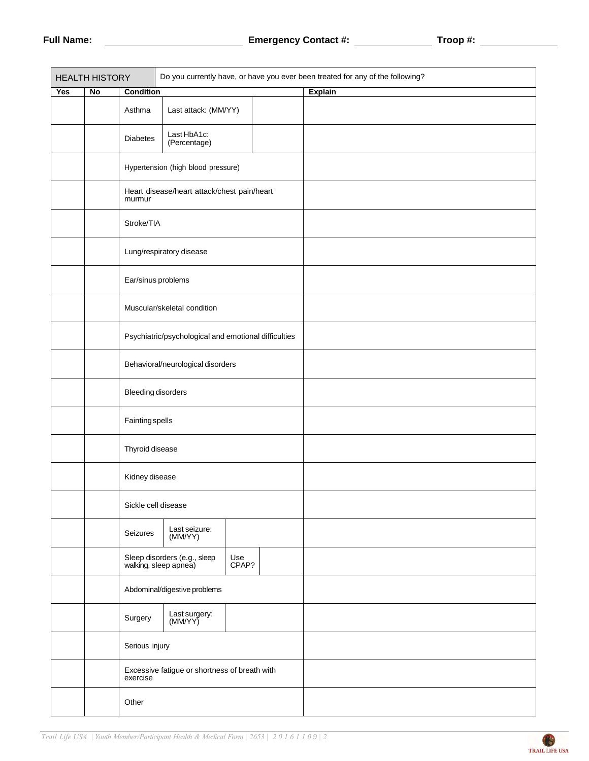**Full Name:** ____________________ **Emergency Contact #:** ______________ **Troop #:** ______________

| HEALTH HISTORY | | Do you currently have, or have you ever been treated for any of the following? | |
|---|---|---|---|
| **Yes** | **No** | **Condition** | **Explain** |
| | | Asthma — Last attack: (MM/YY) | |
| | | Diabetes — Last HbA1c: (Percentage) | |
| | | Hypertension (high blood pressure) | |
| | | Heart disease/heart attack/chest pain/heart murmur | |
| | | Stroke/TIA | |
| | | Lung/respiratory disease | |
| | | Ear/sinus problems | |
| | | Muscular/skeletal condition | |
| | | Psychiatric/psychological and emotional difficulties | |
| | | Behavioral/neurological disorders | |
| | | Bleeding disorders | |
| | | Fainting spells | |
| | | Thyroid disease | |
| | | Kidney disease | |
| | | Sickle cell disease | |
| | | Seizures — Last seizure: (MM/YY) | |
| | | Sleep disorders (e.g., sleep walking, sleep apnea) — Use CPAP? | |
| | | Abdominal/digestive problems | |
| | | Surgery — Last surgery: (MM/YY) | |
| | | Serious injury | |
| | | Excessive fatigue or shortness of breath with exercise | |
| | | Other | |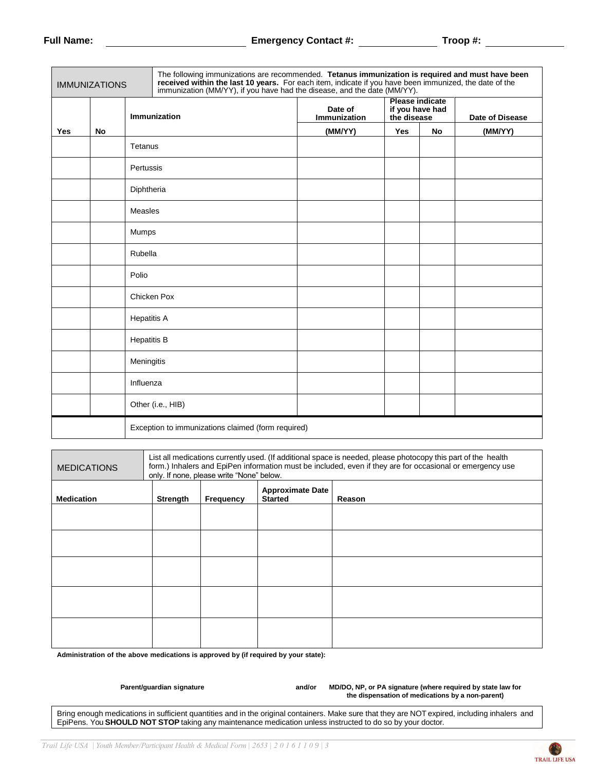**Full Name:** ____________________ **Emergency Contact #:** ______________ **Troop #:** ______________

| IMMUNIZATIONS | | The following immunizations are recommended. **Tetanus immunization is required and must have been received within the last 10 years.** For each item, indicate if you have been immunized, the date of the immunization (MM/YY), if you have had the disease, and the date (MM/YY). | | | | |
|---|---|---|---|---|---|---|
| | | **Immunization** | **Date of Immunization** | **Please indicate if you have had the disease** | | **Date of Disease** |
| **Yes** | **No** | | **(MM/YY)** | **Yes** | **No** | **(MM/YY)** |
| | | Tetanus | | | | |
| | | Pertussis | | | | |
| | | Diphtheria | | | | |
| | | Measles | | | | |
| | | Mumps | | | | |
| | | Rubella | | | | |
| | | Polio | | | | |
| | | Chicken Pox | | | | |
| | | Hepatitis A | | | | |
| | | Hepatitis B | | | | |
| | | Meningitis | | | | |
| | | Influenza | | | | |
| | | Other (i.e., HIB) | | | | |
| | | Exception to immunizations claimed (form required) | | | | |

| MEDICATIONS | List all medications currently used. (If additional space is needed, please photocopy this part of the health form.) Inhalers and EpiPen information must be included, even if they are for occasional or emergency use only. If none, please write "None" below. | | | |
|---|---|---|---|---|
| **Medication** | **Strength** | **Frequency** | **Approximate Date Started** | **Reason** |
| | | | | |
| | | | | |
| | | | | |
| | | | | |
| | | | | |

**Administration of the above medications is approved by (if required by your state):**

**Parent/guardian signature** **and/or** **MD/DO, NP, or PA signature (where required by state law for the dispensation of medications by a non-parent)**

Bring enough medications in sufficient quantities and in the original containers. Make sure that they are NOT expired, including inhalers and EpiPens. You **SHOULD NOT STOP** taking any maintenance medication unless instructed to do so by your doctor.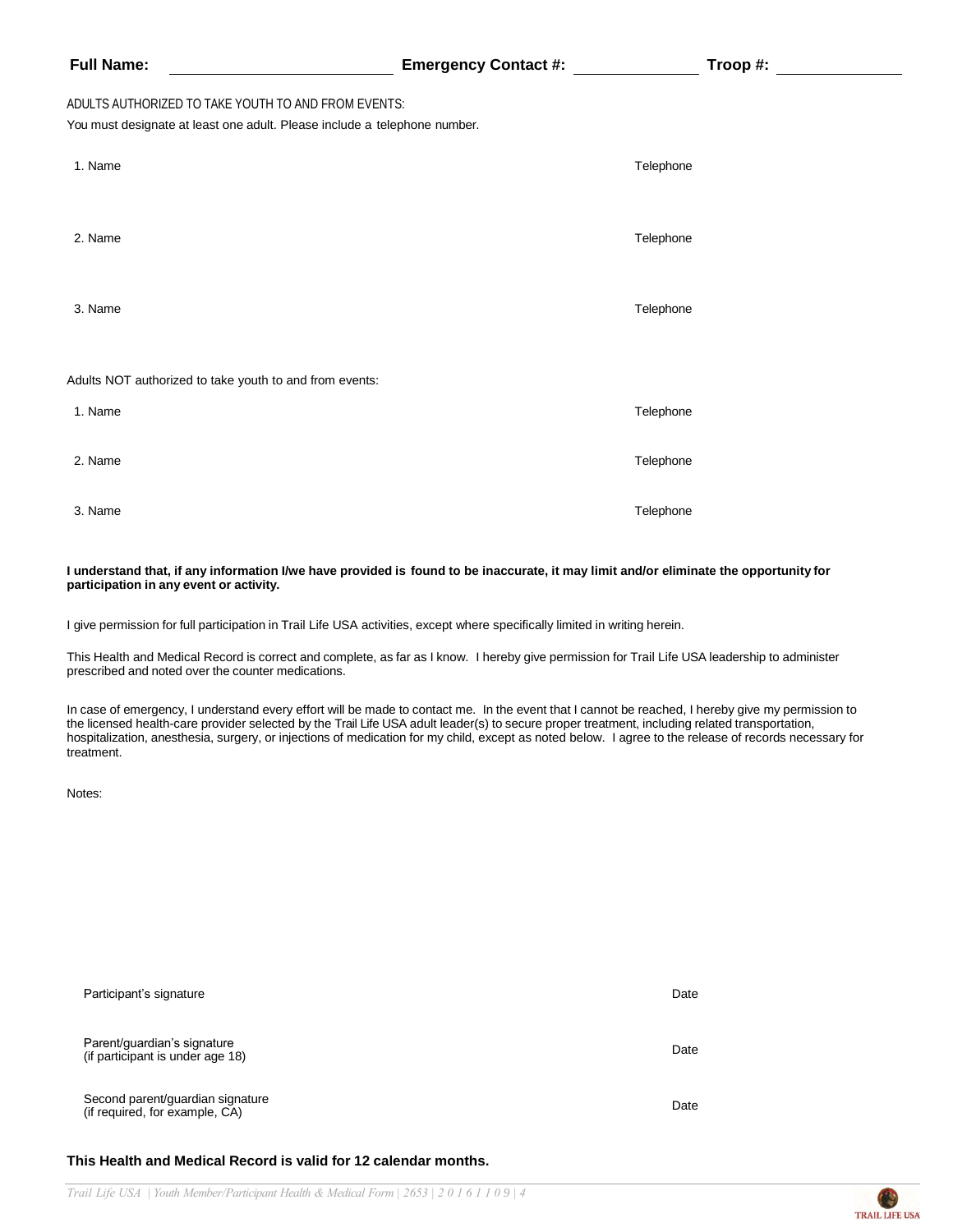**Full Name:** ______________________ **Emergency Contact #:** ______________ **Troop #:** ______________

ADULTS AUTHORIZED TO TAKE YOUTH TO AND FROM EVENTS:

You must designate at least one adult. Please include a telephone number.

| | |
|---|---|
| 1. Name | Telephone |
| 2. Name | Telephone |
| 3. Name | Telephone |

Adults NOT authorized to take youth to and from events:

| | |
|---|---|
| 1. Name | Telephone |
| 2. Name | Telephone |
| 3. Name | Telephone |

**I understand that, if any information I/we have provided is found to be inaccurate, it may limit and/or eliminate the opportunity for participation in any event or activity.**

I give permission for full participation in Trail Life USA activities, except where specifically limited in writing herein.

This Health and Medical Record is correct and complete, as far as I know. I hereby give permission for Trail Life USA leadership to administer prescribed and noted over the counter medications.

In case of emergency, I understand every effort will be made to contact me. In the event that I cannot be reached, I hereby give my permission to the licensed health-care provider selected by the Trail Life USA adult leader(s) to secure proper treatment, including related transportation, hospitalization, anesthesia, surgery, or injections of medication for my child, except as noted below. I agree to the release of records necessary for treatment.

Notes:

| | |
|---|---|
| Participant's signature | Date |
| Parent/guardian's signature (if participant is under age 18) | Date |
| Second parent/guardian signature (if required, for example, CA) | Date |

**This Health and Medical Record is valid for 12 calendar months.**